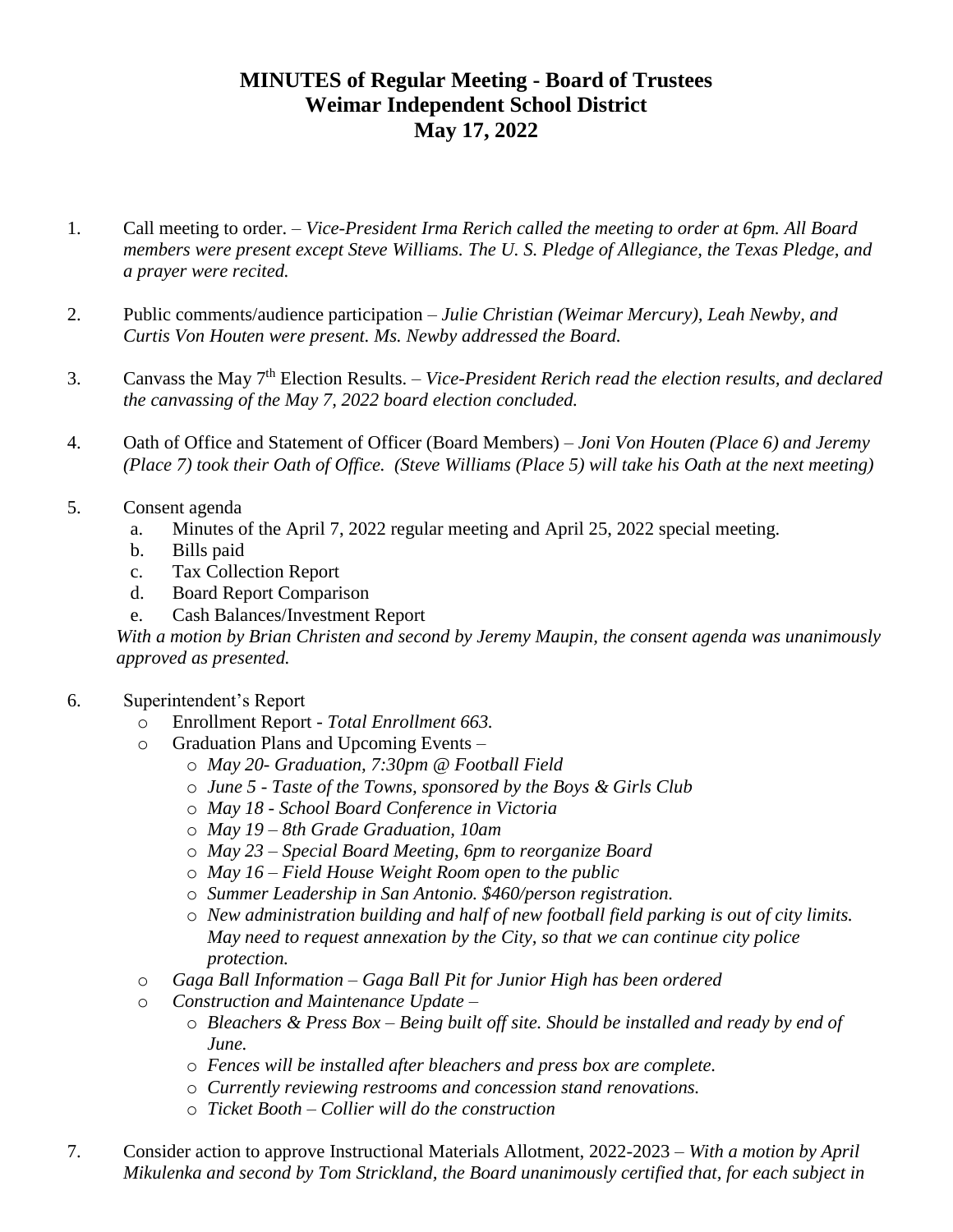# MINUTES of Regular Meeting - Board of Trustees
# Weimar Independent School District
# May 17, 2022

1. Call meeting to order. – *Vice-President Irma Rerich called the meeting to order at 6pm. All Board members were present except Steve Williams. The U. S. Pledge of Allegiance, the Texas Pledge, and a prayer were recited.*

2. Public comments/audience participation – *Julie Christian (Weimar Mercury), Leah Newby, and Curtis Von Houten were present. Ms. Newby addressed the Board.*

3. Canvass the May 7th Election Results. – *Vice-President Rerich read the election results, and declared the canvassing of the May 7, 2022 board election concluded.*

4. Oath of Office and Statement of Officer (Board Members) – *Joni Von Houten (Place 6) and Jeremy (Place 7) took their Oath of Office. (Steve Williams (Place 5) will take his Oath at the next meeting)*

5. Consent agenda
   a. Minutes of the April 7, 2022 regular meeting and April 25, 2022 special meeting.
   b. Bills paid
   c. Tax Collection Report
   d. Board Report Comparison
   e. Cash Balances/Investment Report

   *With a motion by Brian Christen and second by Jeremy Maupin, the consent agenda was unanimously approved as presented.*

6. Superintendent's Report
   - Enrollment Report - *Total Enrollment 663.*
   - Graduation Plans and Upcoming Events –
     - *May 20- Graduation, 7:30pm @ Football Field*
     - *June 5 - Taste of the Towns, sponsored by the Boys & Girls Club*
     - *May 18 - School Board Conference in Victoria*
     - *May 19 – 8th Grade Graduation, 10am*
     - *May 23 – Special Board Meeting, 6pm to reorganize Board*
     - *May 16 – Field House Weight Room open to the public*
     - *Summer Leadership in San Antonio. $460/person registration.*
     - *New administration building and half of new football field parking is out of city limits. May need to request annexation by the City, so that we can continue city police protection.*
   - *Gaga Ball Information – Gaga Ball Pit for Junior High has been ordered*
   - *Construction and Maintenance Update –*
     - *Bleachers & Press Box – Being built off site. Should be installed and ready by end of June.*
     - *Fences will be installed after bleachers and press box are complete.*
     - *Currently reviewing restrooms and concession stand renovations.*
     - *Ticket Booth – Collier will do the construction*

7. Consider action to approve Instructional Materials Allotment, 2022-2023 – *With a motion by April Mikulenka and second by Tom Strickland, the Board unanimously certified that, for each subject in*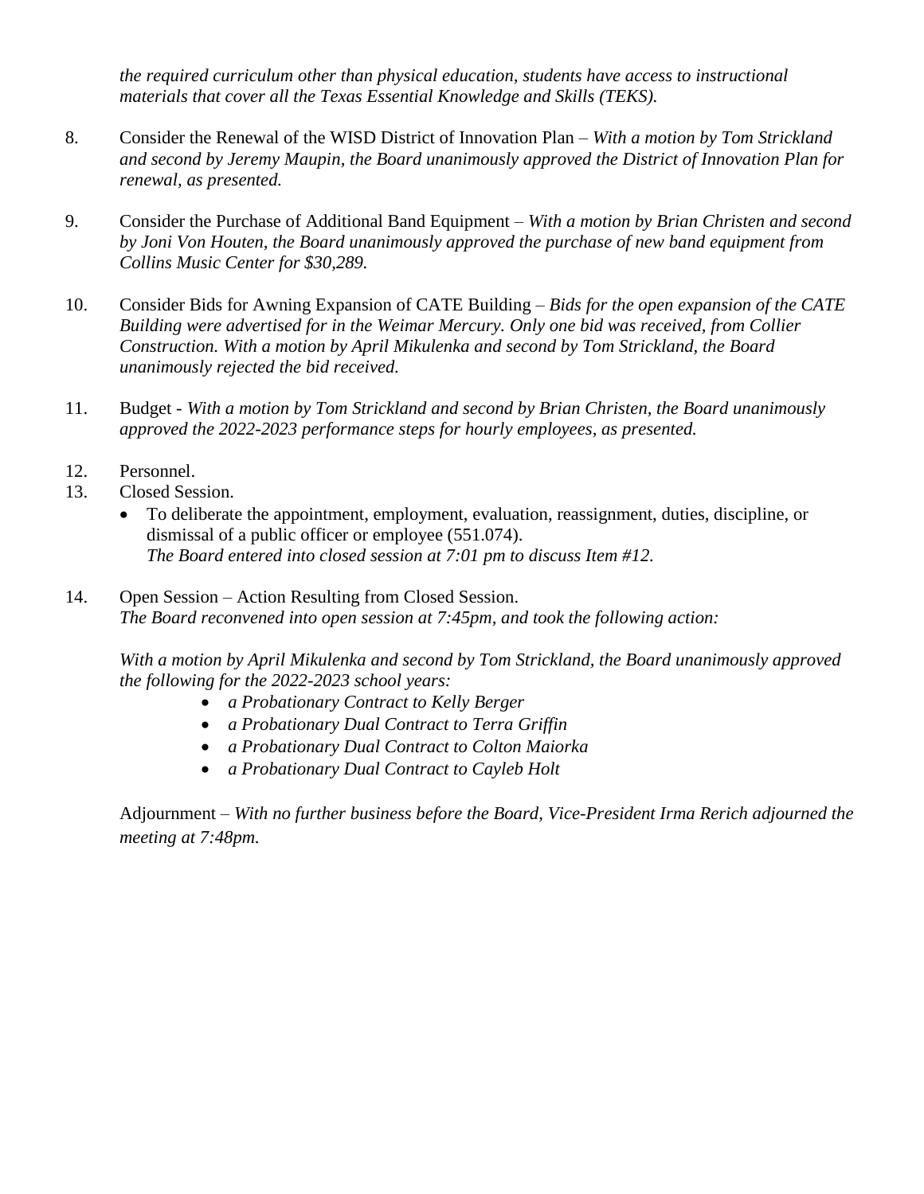*the required curriculum other than physical education, students have access to instructional materials that cover all the Texas Essential Knowledge and Skills (TEKS).*

8. Consider the Renewal of the WISD District of Innovation Plan – *With a motion by Tom Strickland and second by Jeremy Maupin, the Board unanimously approved the District of Innovation Plan for renewal, as presented.*

9. Consider the Purchase of Additional Band Equipment – *With a motion by Brian Christen and second by Joni Von Houten, the Board unanimously approved the purchase of new band equipment from Collins Music Center for $30,289.*

10. Consider Bids for Awning Expansion of CATE Building – *Bids for the open expansion of the CATE Building were advertised for in the Weimar Mercury. Only one bid was received, from Collier Construction. With a motion by April Mikulenka and second by Tom Strickland, the Board unanimously rejected the bid received.*

11. Budget - *With a motion by Tom Strickland and second by Brian Christen, the Board unanimously approved the 2022-2023 performance steps for hourly employees, as presented.*

12. Personnel.
13. Closed Session.
    - To deliberate the appointment, employment, evaluation, reassignment, duties, discipline, or dismissal of a public officer or employee (551.074).
      *The Board entered into closed session at 7:01 pm to discuss Item #12.*

14. Open Session – Action Resulting from Closed Session.
    *The Board reconvened into open session at 7:45pm, and took the following action:*

    *With a motion by April Mikulenka and second by Tom Strickland, the Board unanimously approved the following for the 2022-2023 school years:*
    - *a Probationary Contract to Kelly Berger*
    - *a Probationary Dual Contract to Terra Griffin*
    - *a Probationary Dual Contract to Colton Maiorka*
    - *a Probationary Dual Contract to Cayleb Holt*

    Adjournment – *With no further business before the Board, Vice-President Irma Rerich adjourned the meeting at 7:48pm.*